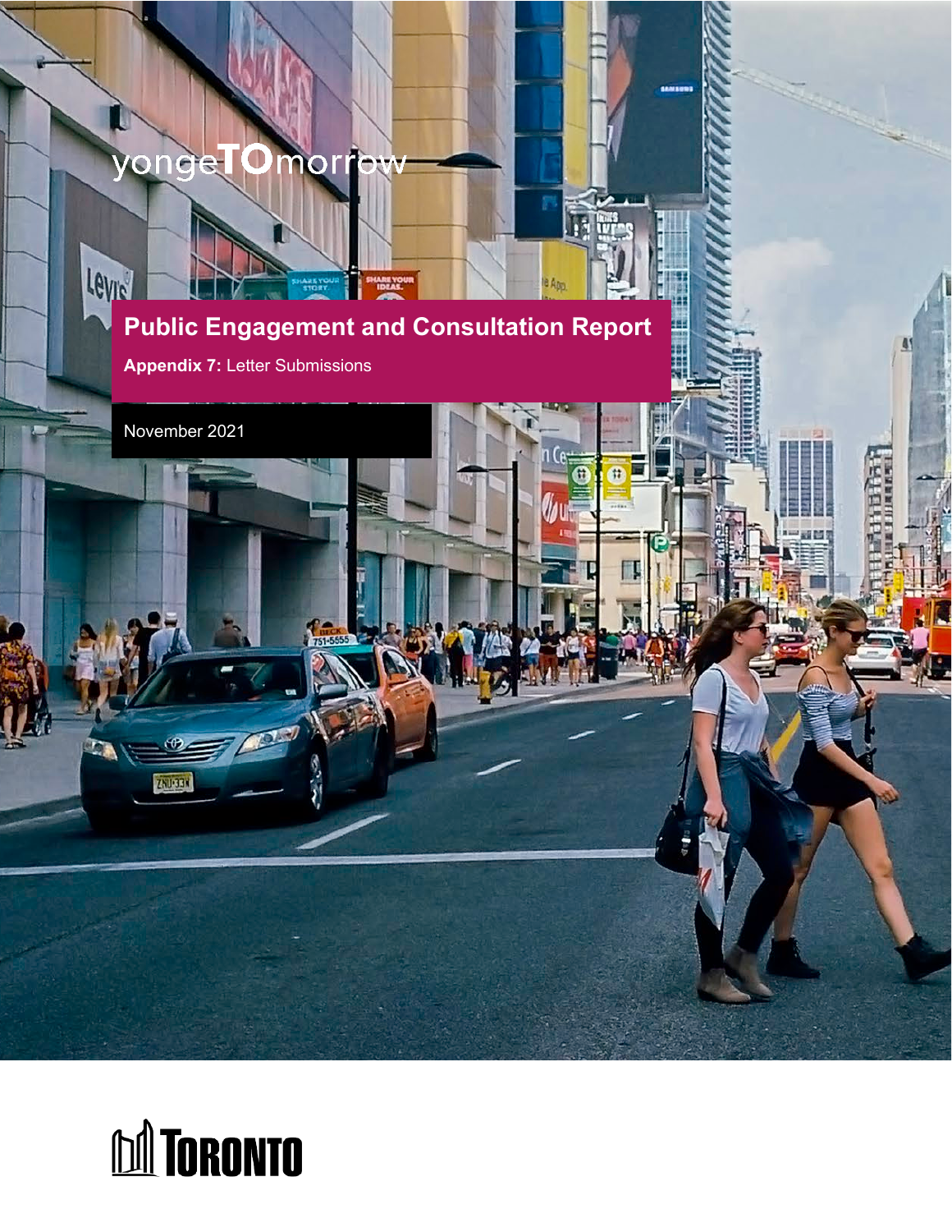yongeTOmorrow

# Public Engagement and Consultation Report

**Appendix 7:** Letter Submissions

November 2021

TORONTO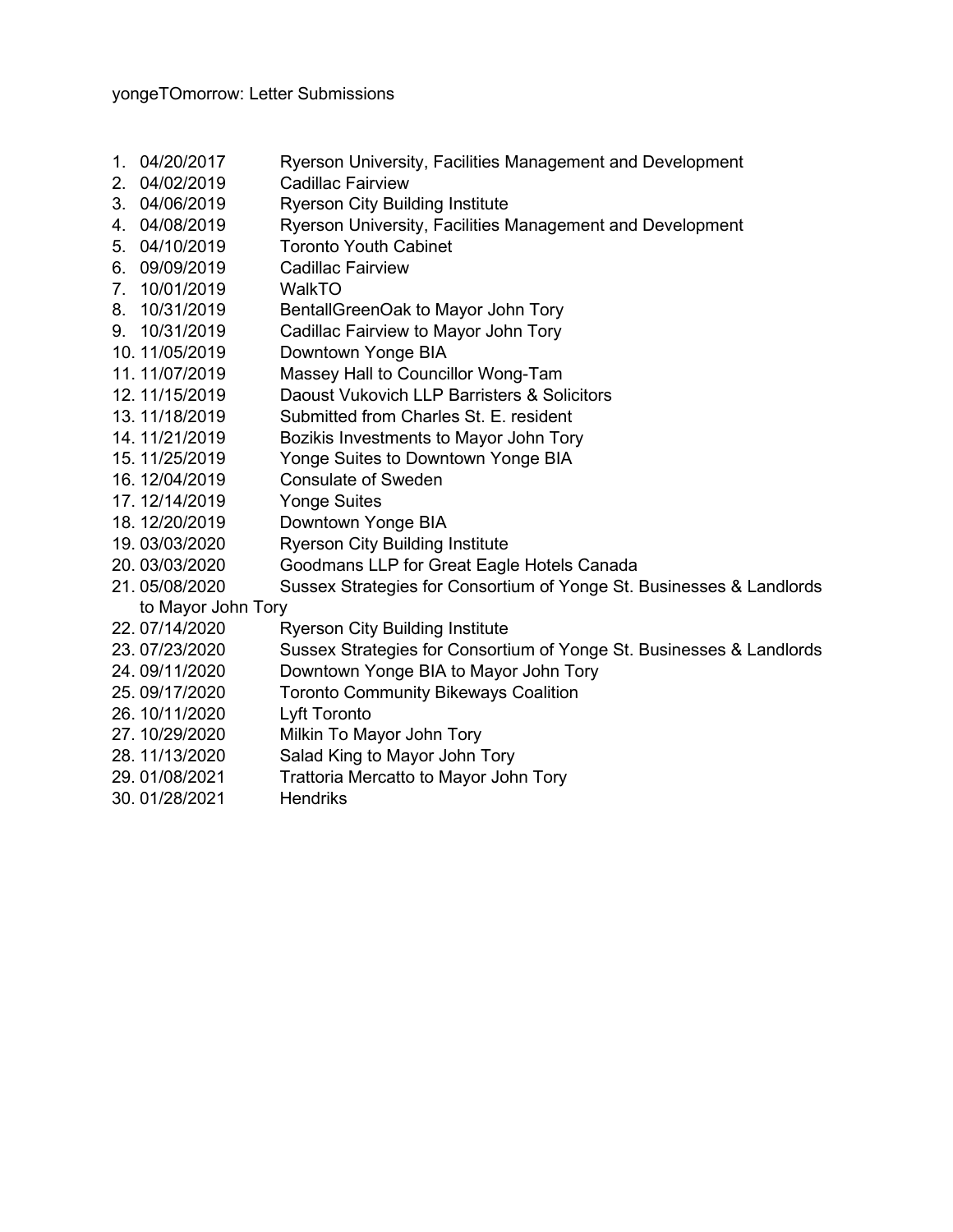yongeTOmorrow: Letter Submissions

1. 04/20/2017 Ryerson University, Facilities Management and Development
2. 04/02/2019 Cadillac Fairview
3. 04/06/2019 Ryerson City Building Institute
4. 04/08/2019 Ryerson University, Facilities Management and Development
5. 04/10/2019 Toronto Youth Cabinet
6. 09/09/2019 Cadillac Fairview
7. 10/01/2019 WalkTO
8. 10/31/2019 BentallGreenOak to Mayor John Tory
9. 10/31/2019 Cadillac Fairview to Mayor John Tory
10. 11/05/2019 Downtown Yonge BIA
11. 11/07/2019 Massey Hall to Councillor Wong-Tam
12. 11/15/2019 Daoust Vukovich LLP Barristers & Solicitors
13. 11/18/2019 Submitted from Charles St. E. resident
14. 11/21/2019 Bozikis Investments to Mayor John Tory
15. 11/25/2019 Yonge Suites to Downtown Yonge BIA
16. 12/04/2019 Consulate of Sweden
17. 12/14/2019 Yonge Suites
18. 12/20/2019 Downtown Yonge BIA
19. 03/03/2020 Ryerson City Building Institute
20. 03/03/2020 Goodmans LLP for Great Eagle Hotels Canada
21. 05/08/2020 Sussex Strategies for Consortium of Yonge St. Businesses & Landlords to Mayor John Tory
22. 07/14/2020 Ryerson City Building Institute
23. 07/23/2020 Sussex Strategies for Consortium of Yonge St. Businesses & Landlords
24. 09/11/2020 Downtown Yonge BIA to Mayor John Tory
25. 09/17/2020 Toronto Community Bikeways Coalition
26. 10/11/2020 Lyft Toronto
27. 10/29/2020 Milkin To Mayor John Tory
28. 11/13/2020 Salad King to Mayor John Tory
29. 01/08/2021 Trattoria Mercatto to Mayor John Tory
30. 01/28/2021 Hendriks